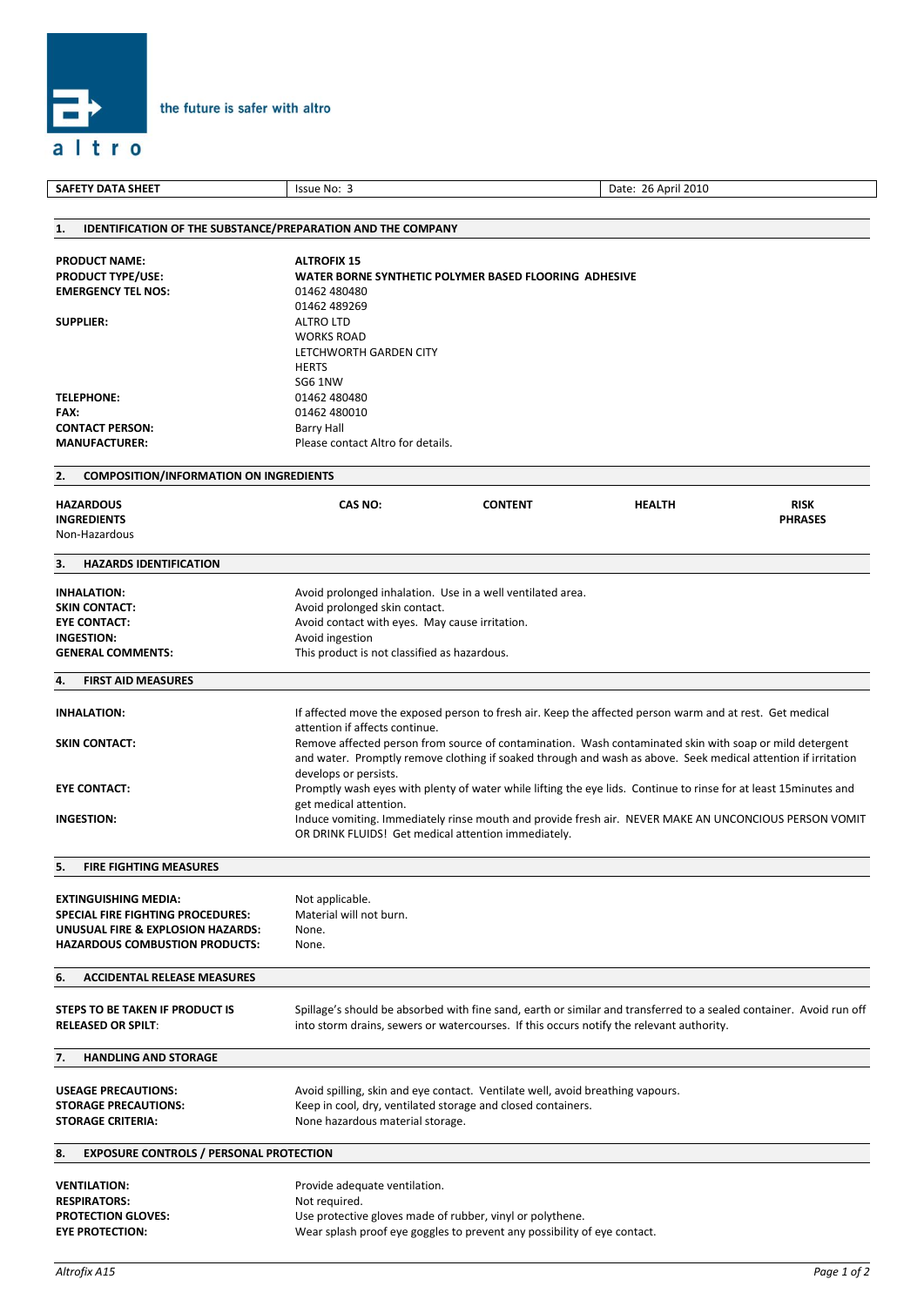altro

the future is safer with altro

| SAFETY DATA SHEET | Issue No: 3 | Date: 26 April 2010 |
|---|---|---|

## 1. IDENTIFICATION OF THE SUBSTANCE/PREPARATION AND THE COMPANY

**PRODUCT NAME:** ALTROFIX 15
**PRODUCT TYPE/USE:** WATER BORNE SYNTHETIC POLYMER BASED FLOORING ADHESIVE
**EMERGENCY TEL NOS:** 01462 480480
01462 489269
**SUPPLIER:** ALTRO LTD
WORKS ROAD
LETCHWORTH GARDEN CITY
HERTS
SG6 1NW
**TELEPHONE:** 01462 480480
**FAX:** 01462 480010
**CONTACT PERSON:** Barry Hall
**MANUFACTURER:** Please contact Altro for details.

## 2. COMPOSITION/INFORMATION ON INGREDIENTS

| HAZARDOUS INGREDIENTS | CAS NO: | CONTENT | HEALTH | RISK PHRASES |
|---|---|---|---|---|
| Non-Hazardous | | | | |

## 3. HAZARDS IDENTIFICATION

**INHALATION:** Avoid prolonged inhalation. Use in a well ventilated area.
**SKIN CONTACT:** Avoid prolonged skin contact.
**EYE CONTACT:** Avoid contact with eyes. May cause irritation.
**INGESTION:** Avoid ingestion
**GENERAL COMMENTS:** This product is not classified as hazardous.

## 4. FIRST AID MEASURES

**INHALATION:** If affected move the exposed person to fresh air. Keep the affected person warm and at rest. Get medical attention if affects continue.
**SKIN CONTACT:** Remove affected person from source of contamination. Wash contaminated skin with soap or mild detergent and water. Promptly remove clothing if soaked through and wash as above. Seek medical attention if irritation develops or persists.
**EYE CONTACT:** Promptly wash eyes with plenty of water while lifting the eye lids. Continue to rinse for at least 15minutes and get medical attention.
**INGESTION:** Induce vomiting. Immediately rinse mouth and provide fresh air. NEVER MAKE AN UNCONCIOUS PERSON VOMIT OR DRINK FLUIDS! Get medical attention immediately.

## 5. FIRE FIGHTING MEASURES

**EXTINGUISHING MEDIA:** Not applicable.
**SPECIAL FIRE FIGHTING PROCEDURES:** Material will not burn.
**UNUSUAL FIRE & EXPLOSION HAZARDS:** None.
**HAZARDOUS COMBUSTION PRODUCTS:** None.

## 6. ACCIDENTAL RELEASE MEASURES

**STEPS TO BE TAKEN IF PRODUCT IS RELEASED OR SPILT:** Spillage's should be absorbed with fine sand, earth or similar and transferred to a sealed container. Avoid run off into storm drains, sewers or watercourses. If this occurs notify the relevant authority.

## 7. HANDLING AND STORAGE

**USEAGE PRECAUTIONS:** Avoid spilling, skin and eye contact. Ventilate well, avoid breathing vapours.
**STORAGE PRECAUTIONS:** Keep in cool, dry, ventilated storage and closed containers.
**STORAGE CRITERIA:** None hazardous material storage.

## 8. EXPOSURE CONTROLS / PERSONAL PROTECTION

**VENTILATION:** Provide adequate ventilation.
**RESPIRATORS:** Not required.
**PROTECTION GLOVES:** Use protective gloves made of rubber, vinyl or polythene.
**EYE PROTECTION:** Wear splash proof eye goggles to prevent any possibility of eye contact.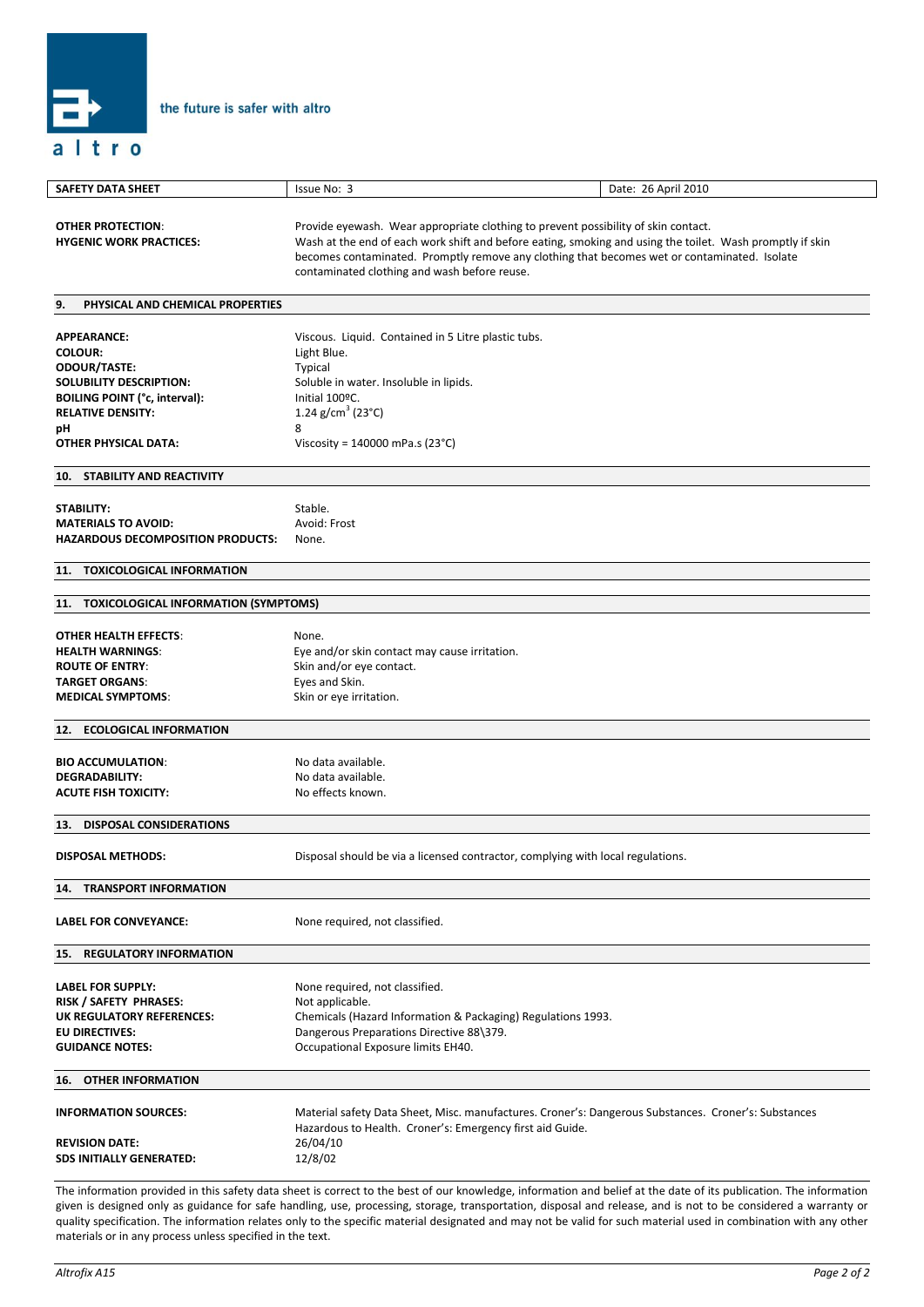| SAFETY DATA SHEET | Issue No: 3 | Date: 26 April 2010 |
|---|---|---|

**OTHER PROTECTION**: Provide eyewash. Wear appropriate clothing to prevent possibility of skin contact.

**HYGENIC WORK PRACTICES:** Wash at the end of each work shift and before eating, smoking and using the toilet. Wash promptly if skin becomes contaminated. Promptly remove any clothing that becomes wet or contaminated. Isolate contaminated clothing and wash before reuse.

## 9. PHYSICAL AND CHEMICAL PROPERTIES

| | |
|---|---|
| **APPEARANCE:** | Viscous. Liquid. Contained in 5 Litre plastic tubs. |
| **COLOUR:** | Light Blue. |
| **ODOUR/TASTE:** | Typical |
| **SOLUBILITY DESCRIPTION:** | Soluble in water. Insoluble in lipids. |
| **BOILING POINT (°c, interval):** | Initial 100ºC. |
| **RELATIVE DENSITY:** | 1.24 g/cm$^3$ (23°C) |
| **pH** | 8 |
| **OTHER PHYSICAL DATA:** | Viscosity = 140000 mPa.s (23°C) |

## 10. STABILITY AND REACTIVITY

| | |
|---|---|
| **STABILITY:** | Stable. |
| **MATERIALS TO AVOID:** | Avoid: Frost |
| **HAZARDOUS DECOMPOSITION PRODUCTS:** | None. |

## 11. TOXICOLOGICAL INFORMATION

## 11. TOXICOLOGICAL INFORMATION (SYMPTOMS)

| | |
|---|---|
| **OTHER HEALTH EFFECTS**: | None. |
| **HEALTH WARNINGS**: | Eye and/or skin contact may cause irritation. |
| **ROUTE OF ENTRY**: | Skin and/or eye contact. |
| **TARGET ORGANS**: | Eyes and Skin. |
| **MEDICAL SYMPTOMS**: | Skin or eye irritation. |

## 12. ECOLOGICAL INFORMATION

| | |
|---|---|
| **BIO ACCUMULATION**: | No data available. |
| **DEGRADABILITY:** | No data available. |
| **ACUTE FISH TOXICITY:** | No effects known. |

## 13. DISPOSAL CONSIDERATIONS

**DISPOSAL METHODS:** Disposal should be via a licensed contractor, complying with local regulations.

## 14. TRANSPORT INFORMATION

**LABEL FOR CONVEYANCE:** None required, not classified.

## 15. REGULATORY INFORMATION

| | |
|---|---|
| **LABEL FOR SUPPLY:** | None required, not classified. |
| **RISK / SAFETY PHRASES:** | Not applicable. |
| **UK REGULATORY REFERENCES:** | Chemicals (Hazard Information & Packaging) Regulations 1993. |
| **EU DIRECTIVES:** | Dangerous Preparations Directive 88\379. |
| **GUIDANCE NOTES:** | Occupational Exposure limits EH40. |

## 16. OTHER INFORMATION

| | |
|---|---|
| **INFORMATION SOURCES:** | Material safety Data Sheet, Misc. manufactures. Croner's: Dangerous Substances. Croner's: Substances Hazardous to Health. Croner's: Emergency first aid Guide. |
| **REVISION DATE:** | 26/04/10 |
| **SDS INITIALLY GENERATED:** | 12/8/02 |

The information provided in this safety data sheet is correct to the best of our knowledge, information and belief at the date of its publication. The information given is designed only as guidance for safe handling, use, processing, storage, transportation, disposal and release, and is not to be considered a warranty or quality specification. The information relates only to the specific material designated and may not be valid for such material used in combination with any other materials or in any process unless specified in the text.